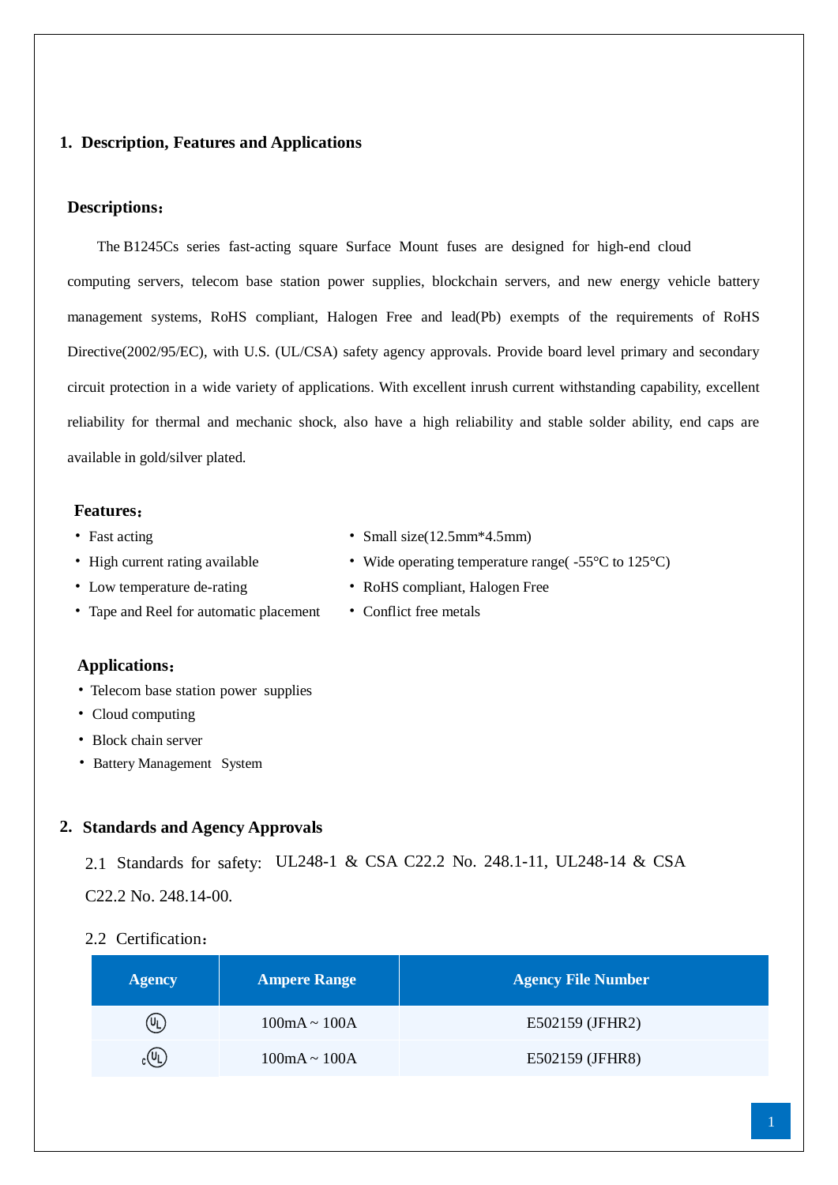## 1. Description, Features and Applications

### Descriptions：

The B1245Cs series fast-acting square Surface Mount fuses are designed for high-end cloud computing servers, telecom base station power supplies, blockchain servers, and new energy vehicle battery management systems, RoHS compliant, Halogen Free and lead(Pb) exempts of the requirements of RoHS Directive(2002/95/EC), with U.S. (UL/CSA) safety agency approvals. Provide board level primary and secondary circuit protection in a wide variety of applications. With excellent inrush current withstanding capability, excellent reliability for thermal and mechanic shock, also have a high reliability and stable solder ability, end caps are available in gold/silver plated.

### Features：

- Fast acting
- High current rating available
- Low temperature de-rating
- Tape and Reel for automatic placement
- Small size(12.5mm*4.5mm)
- Wide operating temperature range( -55°C to 125°C)
- RoHS compliant, Halogen Free
- Conflict free metals

### Applications：

- Telecom base station power supplies
- Cloud computing
- Block chain server
- Battery Management System

## 2. Standards and Agency Approvals

2.1 Standards for safety: UL248-1 & CSA C22.2 No. 248.1-11, UL248-14 & CSA C22.2 No. 248.14-00.

2.2 Certification：

| Agency | Ampere Range | Agency File Number |
|---|---|---|
| UL | 100mA ~ 100A | E502159 (JFHR2) |
| cUL | 100mA ~ 100A | E502159 (JFHR8) |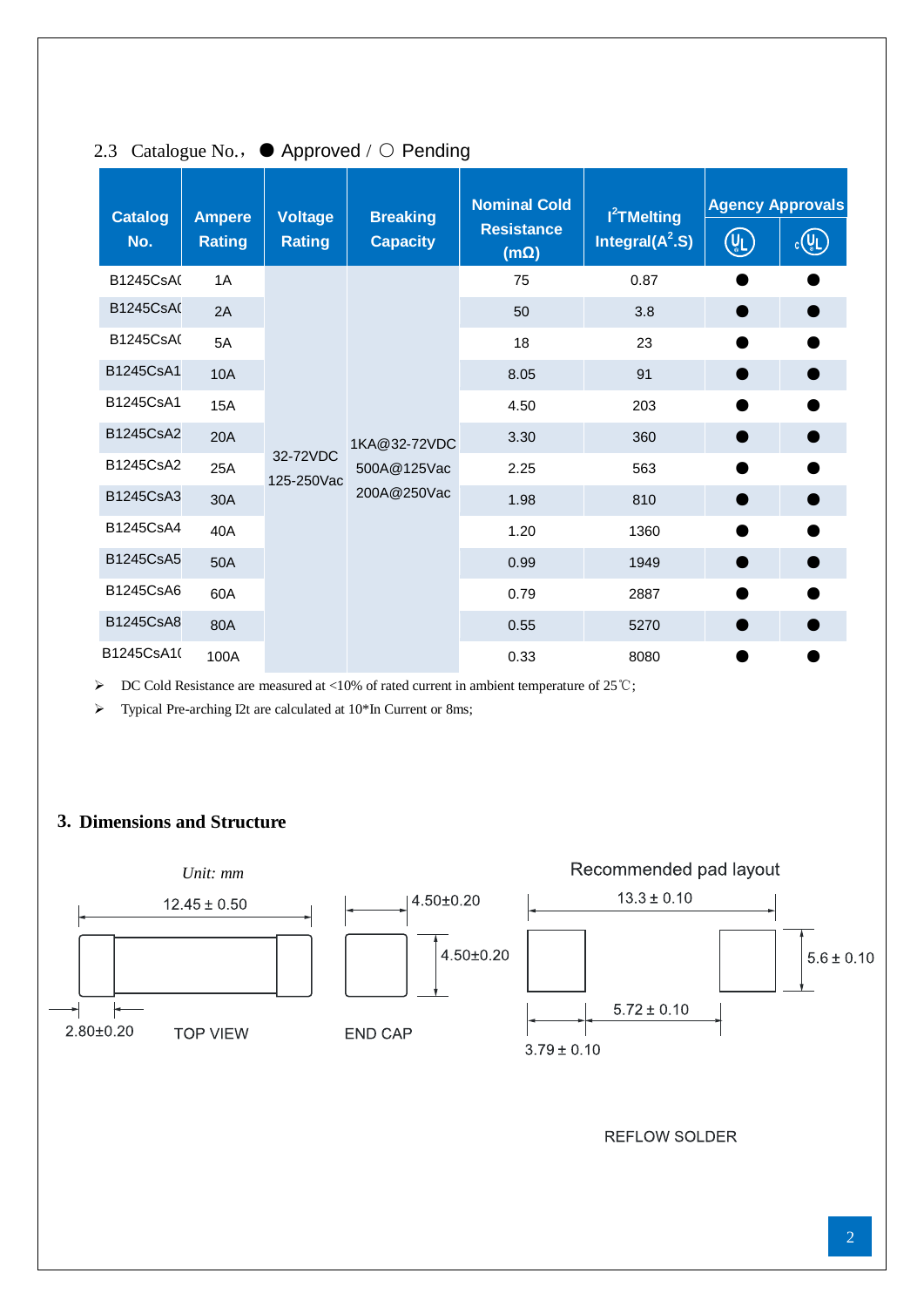2.3 Catalogue No.， ● Approved / ○ Pending

| Catalog No. | Ampere Rating | Voltage Rating | Breaking Capacity | Nominal Cold Resistance (mΩ) | $I^2T$Melting Integral($A^2$.S) | Agency Approvals UL | Agency Approvals cUL |
|---|---|---|---|---|---|---|---|
| B1245CsA( | 1A | 32-72VDC 125-250Vac | 1KA@32-72VDC 500A@125Vac 200A@250Vac | 75 | 0.87 | ● | ● |
| B1245CsA( | 2A | | | 50 | 3.8 | ● | ● |
| B1245CsA( | 5A | | | 18 | 23 | ● | ● |
| B1245CsA1 | 10A | | | 8.05 | 91 | ● | ● |
| B1245CsA1 | 15A | | | 4.50 | 203 | ● | ● |
| B1245CsA2 | 20A | | | 3.30 | 360 | ● | ● |
| B1245CsA2 | 25A | | | 2.25 | 563 | ● | ● |
| B1245CsA3 | 30A | | | 1.98 | 810 | ● | ● |
| B1245CsA4 | 40A | | | 1.20 | 1360 | ● | ● |
| B1245CsA5 | 50A | | | 0.99 | 1949 | ● | ● |
| B1245CsA6 | 60A | | | 0.79 | 2887 | ● | ● |
| B1245CsA8 | 80A | | | 0.55 | 5270 | ● | ● |
| B1245CsA1( | 100A | | | 0.33 | 8080 | ● | ● |

- DC Cold Resistance are measured at <10% of rated current in ambient temperature of 25℃;
- Typical Pre-arching I2t are calculated at 10*In Current or 8ms;

## 3. Dimensions and Structure

*Unit: mm*

TOP VIEW: 12.45 ± 0.50; 2.80±0.20

END CAP: 4.50±0.20; 4.50±0.20

Recommended pad layout: 13.3 ± 0.10; 5.6 ± 0.10; 5.72 ± 0.10; 3.79 ± 0.10

REFLOW SOLDER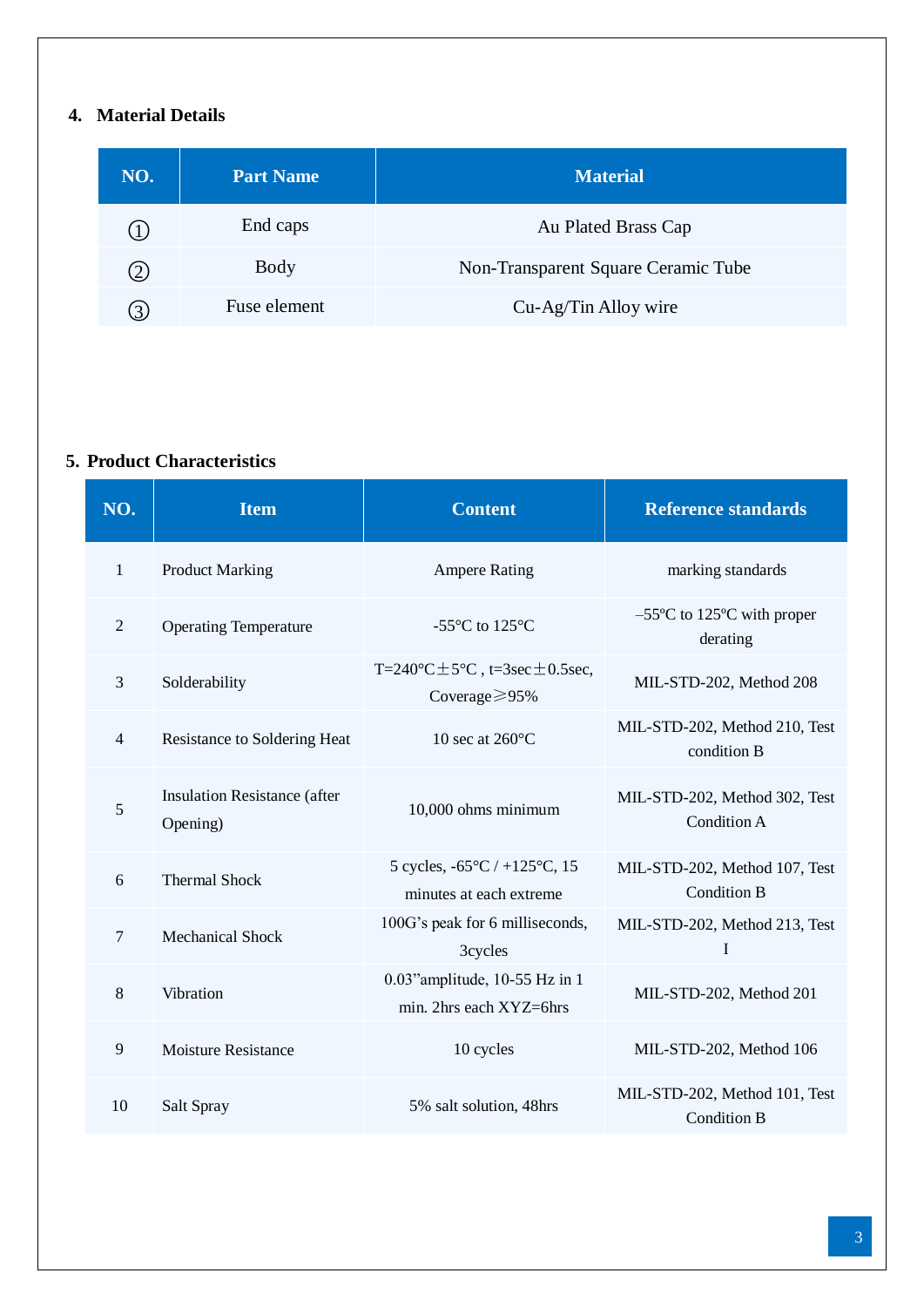## 4. Material Details

| NO. | Part Name | Material |
| --- | --- | --- |
| ① | End caps | Au Plated Brass Cap |
| ② | Body | Non-Transparent Square Ceramic Tube |
| ③ | Fuse element | Cu-Ag/Tin Alloy wire |

## 5. Product Characteristics

| NO. | Item | Content | Reference standards |
| --- | --- | --- | --- |
| 1 | Product Marking | Ampere Rating | marking standards |
| 2 | Operating Temperature | -55°C to 125°C | –55ºC to 125ºC with proper derating |
| 3 | Solderability | T=240°C±5°C , t=3sec±0.5sec, Coverage≥95% | MIL-STD-202, Method 208 |
| 4 | Resistance to Soldering Heat | 10 sec at 260°C | MIL-STD-202, Method 210, Test condition B |
| 5 | Insulation Resistance (after Opening) | 10,000 ohms minimum | MIL-STD-202, Method 302, Test Condition A |
| 6 | Thermal Shock | 5 cycles, -65°C / +125°C, 15 minutes at each extreme | MIL-STD-202, Method 107, Test Condition B |
| 7 | Mechanical Shock | 100G's peak for 6 milliseconds, 3cycles | MIL-STD-202, Method 213, Test I |
| 8 | Vibration | 0.03"amplitude, 10-55 Hz in 1 min. 2hrs each XYZ=6hrs | MIL-STD-202, Method 201 |
| 9 | Moisture Resistance | 10 cycles | MIL-STD-202, Method 106 |
| 10 | Salt Spray | 5% salt solution, 48hrs | MIL-STD-202, Method 101, Test Condition B |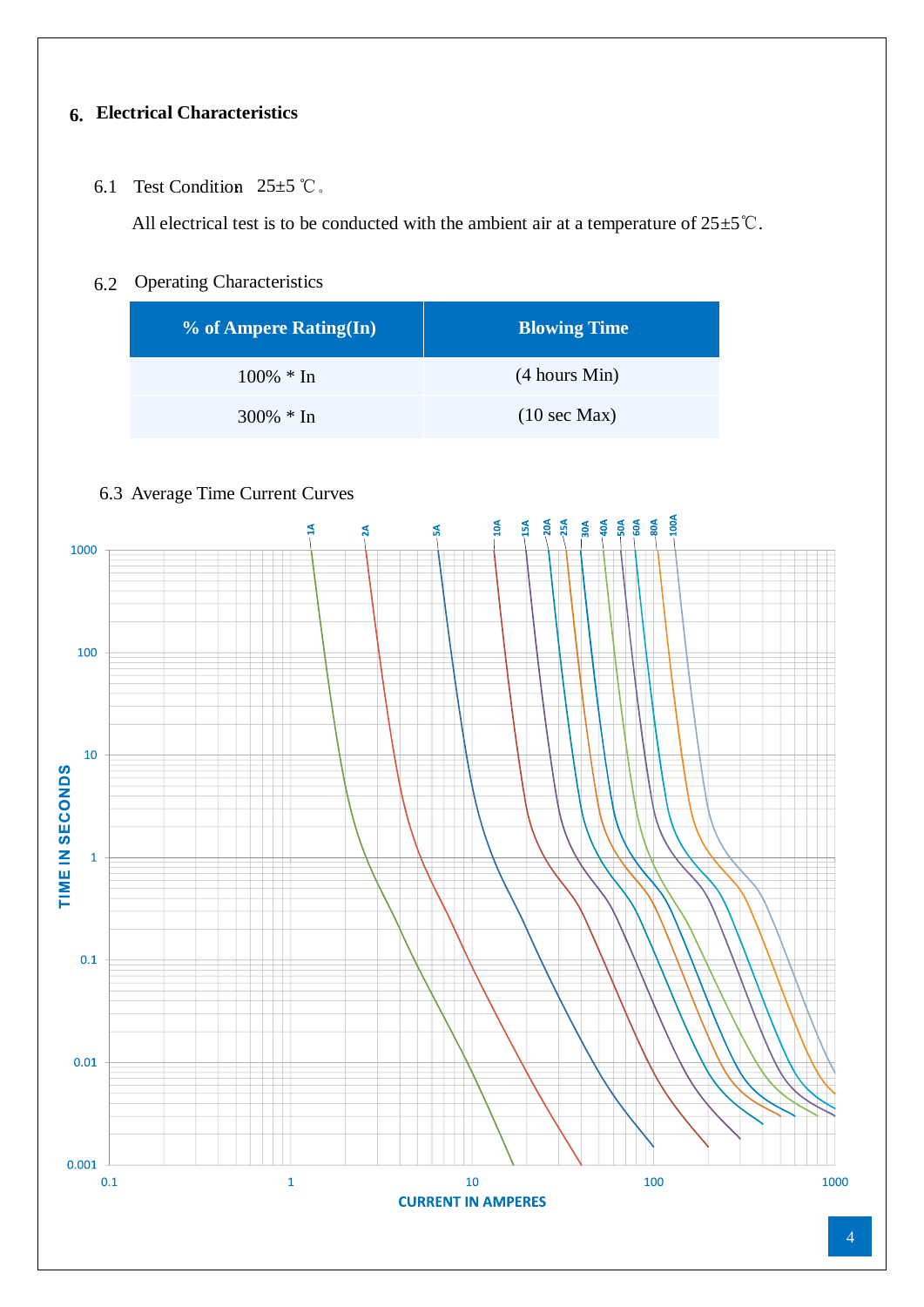## 6. Electrical Characteristics

6.1 Test Condition 25±5 ℃。

All electrical test is to be conducted with the ambient air at a temperature of 25±5℃.

6.2 Operating Characteristics

| % of Ampere Rating(In) | Blowing Time |
|---|---|
| 100% * In | (4 hours Min) |
| 300% * In | (10 sec Max) |

6.3 Average Time Current Curves

1A 2A 5A 10A 15A 20A 25A 30A 40A 50A 60A 80A 100A

TIME IN SECONDS

1000, 100, 10, 1, 0.1, 0.01, 0.001

0.1, 1, 10, 100, 1000

CURRENT IN AMPERES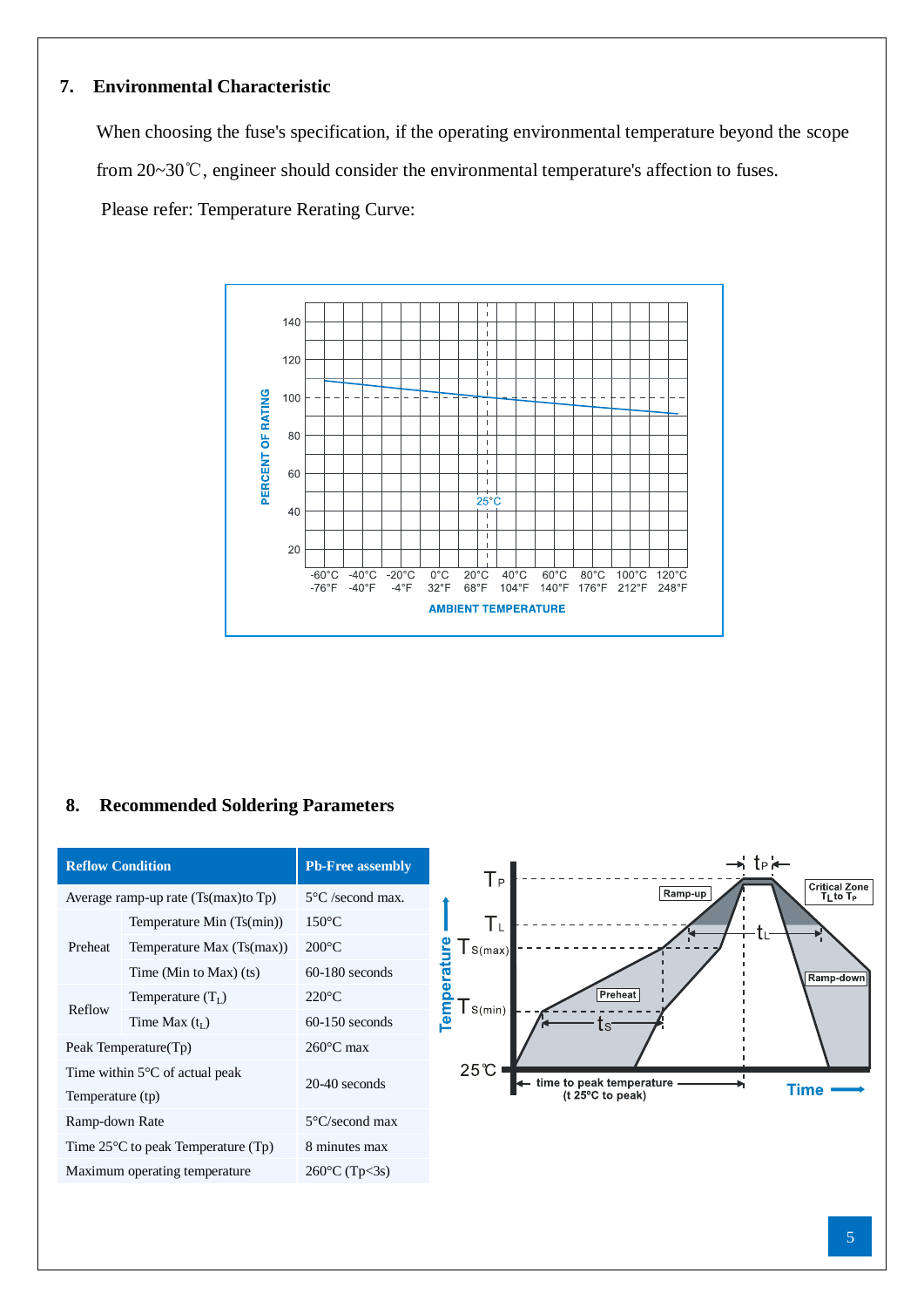## 7. Environmental Characteristic

When choosing the fuse's specification, if the operating environmental temperature beyond the scope from 20~30℃, engineer should consider the environmental temperature's affection to fuses.

Please refer: Temperature Rerating Curve:

PERCENT OF RATING

140
120
100
80
60
40
20

25°C

-60°C -76°F
-40°C -40°F
-20°C -4°F
0°C 32°F
20°C 68°F
40°C 104°F
60°C 140°F
80°C 176°F
100°C 212°F
120°C 248°F

AMBIENT TEMPERATURE

## 8. Recommended Soldering Parameters

| Reflow Condition | | Pb-Free assembly |
|---|---|---|
| Average ramp-up rate (Ts(max)to Tp) | | 5°C /second max. |
| Preheat | Temperature Min (Ts(min)) | 150°C |
| | Temperature Max (Ts(max)) | 200°C |
| | Time (Min to Max) (ts) | 60-180 seconds |
| Reflow | Temperature ($T_L$) | 220°C |
| | Time Max ($t_L$) | 60-150 seconds |
| Peak Temperature(Tp) | | 260°C max |
| Time within 5°C of actual peak Temperature (tp) | | 20-40 seconds |
| Ramp-down Rate | | 5°C/second max |
| Time 25°C to peak Temperature (Tp) | | 8 minutes max |
| Maximum operating temperature | | 260°C (Tp<3s) |

$T_P$
$T_L$
$T_{S(max)}$
$T_{S(min)}$
25℃
Temperature
$t_P$
$t_L$
$t_S$
Ramp-up
Critical Zone $T_L$ to $T_P$
Ramp-down
Preheat
time to peak temperature (t 25°C to peak)
Time